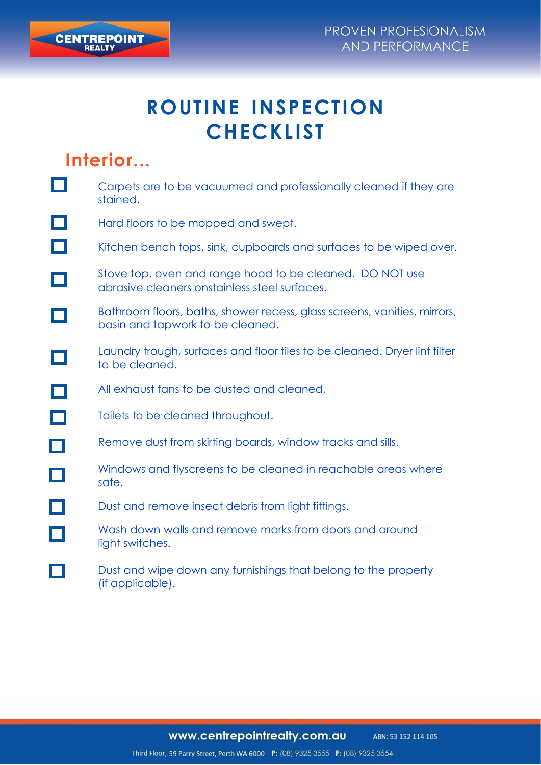# ROUTINE INSPECTION CHECKLIST

## Interior...

- [ ] Carpets are to be vacuumed and professionally cleaned if they are stained.
- [ ] Hard floors to be mopped and swept.
- [ ] Kitchen bench tops, sink, cupboards and surfaces to be wiped over.
- [ ] Stove top, oven and range hood to be cleaned. DO NOT use abrasive cleaners onstainless steel surfaces.
- [ ] Bathroom floors, baths, shower recess, glass screens, vanities, mirrors, basin and tapwork to be cleaned.
- [ ] Laundry trough, surfaces and floor tiles to be cleaned. Dryer lint filter to be cleaned.
- [ ] All exhaust fans to be dusted and cleaned.
- [ ] Toilets to be cleaned throughout.
- [ ] Remove dust from skirting boards, window tracks and sills.
- [ ] Windows and flyscreens to be cleaned in reachable areas where safe.
- [ ] Dust and remove insect debris from light fittings.
- [ ] Wash down walls and remove marks from doors and around light switches.
- [ ] Dust and wipe down any furnishings that belong to the property (if applicable).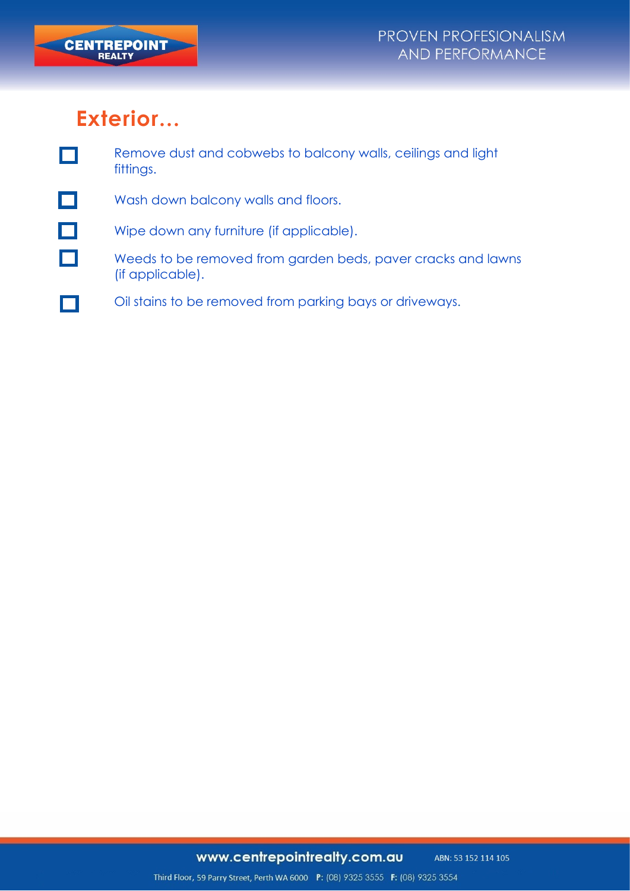## Exterior…

- [ ] Remove dust and cobwebs to balcony walls, ceilings and light fittings.
- [ ] Wash down balcony walls and floors.
- [ ] Wipe down any furniture (if applicable).
- [ ] Weeds to be removed from garden beds, paver cracks and lawns (if applicable).
- [ ] Oil stains to be removed from parking bays or driveways.